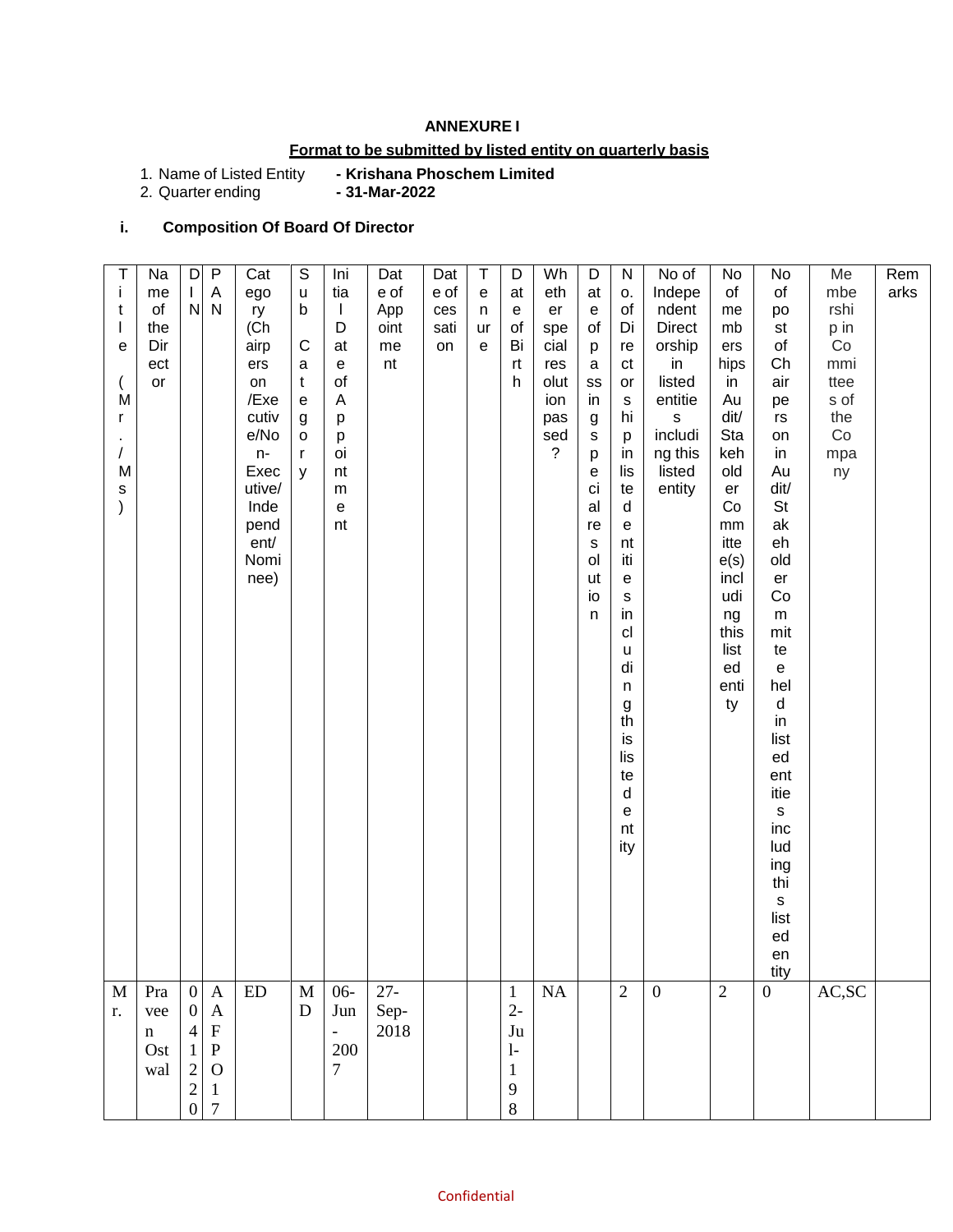**ANNEXURE I**

**Format to be submitted by listed entity on quarterly basis**

1. Name of Listed Entity **- Krishana Phoschem Limited**
2. Quarter ending **- 31-Mar-2022**

**i. Composition Of Board Of Director**

| Title (Mr./Ms) | Name of the Director | DIN | PAN | Category (Chairperson/Executive/Non-Executive/Independent/Nominee) | Sub Category | Initial Date of Appointment | Date of Appointment | Date of cessation | Tenure | Date of Birth | Whether special resolution passed? | Date of passing special resolution | No. of Directorships in listed entities including this listed entity | No of Independent Directorships in listed entities including this listed entity | No of memberships in Audit/Stakeholder Committee(s) including this listed entity | No of post of Chairperson in Audit/Stakeholder Committee held in listed entities including this listed entity | Membership in Committees of the Company | Remarks |
|---|---|---|---|---|---|---|---|---|---|---|---|---|---|---|---|---|---|---|
| Mr. | Praveen Ostwal | 00412220 | AAFPO17 | ED | MD | 06-Jun-2007 | 27-Sep-2018 | | | 12-Jul-198 | NA | | 2 | 0 | 2 | 0 | AC,SC | |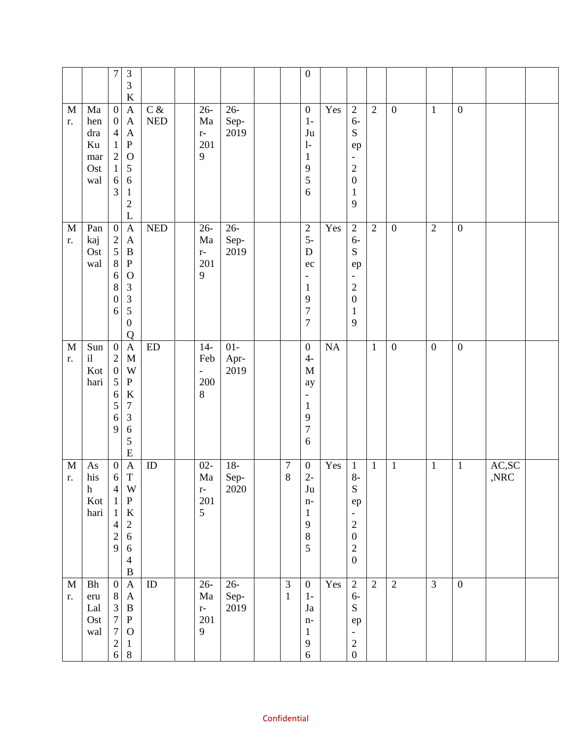| | | | | | | | | | | | | | | | | | | |
|---|---|---|---|---|---|---|---|---|---|---|---|---|---|---|---|---|---|---|
| | | 7 | 33K | | | | | | | 0 | | | | | | | | |
| Mr. | Mahendra Kumar Ostwal | 00412163 | AAAPO5612L | C & NED | | 26-Mar-2019 | 26-Sep-2019 | | | 01-Jul-1956 | Yes | 26-Sep-2019 | 2 | 0 | 1 | 0 | | |
| Mr. | Pankaj Ostwal | 02586806 | AABPO3350Q | NED | | 26-Mar-2019 | 26-Sep-2019 | | | 25-Dec-1977 | Yes | 26-Sep-2019 | 2 | 0 | 2 | 0 | | |
| Mr. | Sunil Kothari | 02056569 | AMWPK7365E | ED | | 14-Feb-2008 | 01-Apr-2019 | | | 04-May-1976 | NA | | 1 | 0 | 0 | 0 | | |
| Mr. | Ashish Kothari | 06411429 | ATWPK2664B | ID | | 02-Mar-2015 | 18-Sep-2020 | | 78 | 02-Jun-1985 | Yes | 18-Sep-2020 | 1 | 1 | 1 | 1 | AC,SC,NRC | |
| Mr. | Bheru Lal Ostwal | 08377726 | AABPO18 | ID | | 26-Mar-2019 | 26-Sep-2019 | | 31 | 01-Jan-196 | Yes | 26-Sep-20 | 2 | 2 | 3 | 0 | | |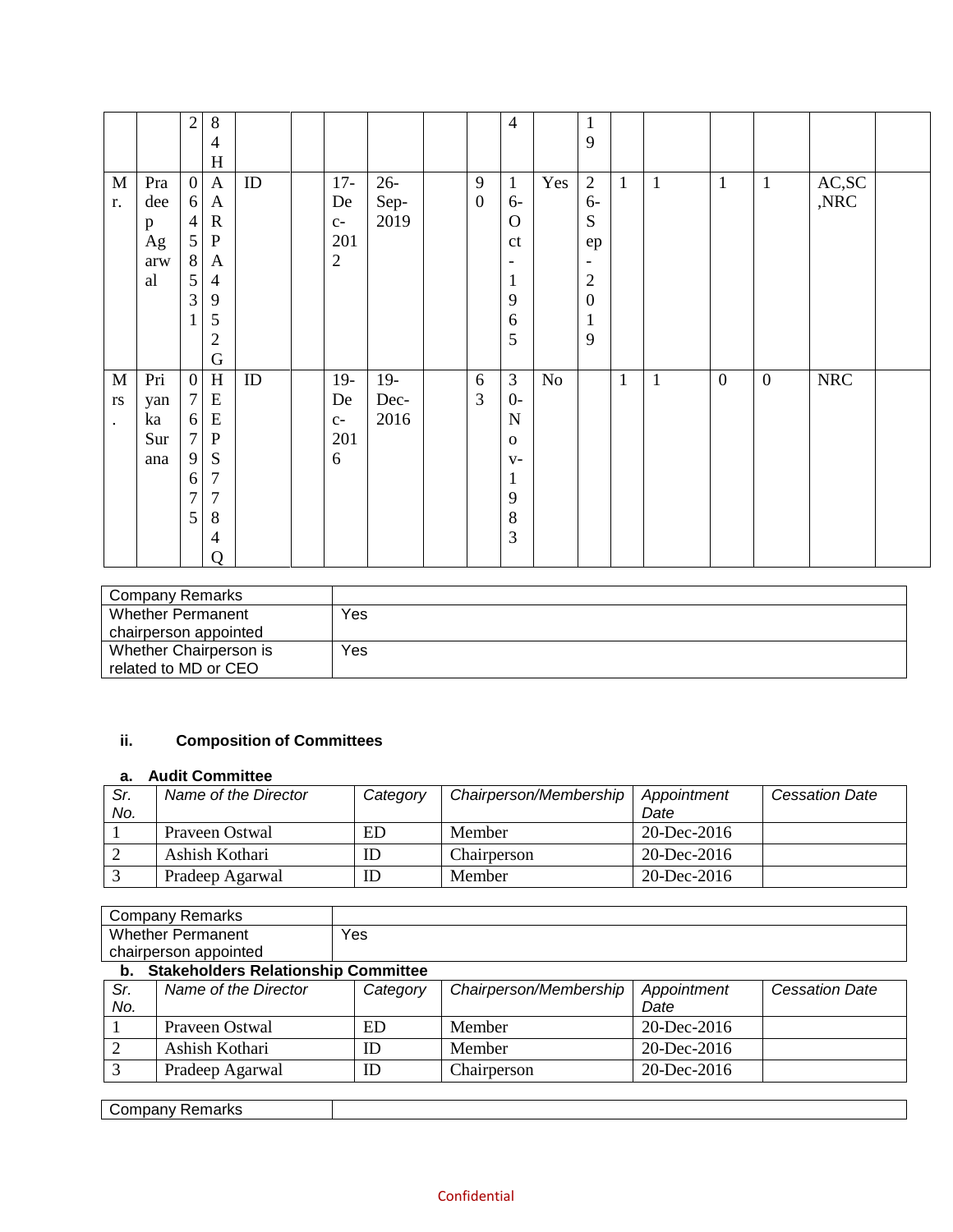| | | | | | | | | | | | | | | | | | | |
|---|---|---|---|---|---|---|---|---|---|---|---|---|---|---|---|---|---|---|
| | | 2 | 84H | | | | | | | 4 | | 19 | | | | | | |
| Mr. | Pradeep Agarwal | 06458531 | AARPA4952G | ID | | 17-Dec-2012 | 26-Sep-2019 | | 90 | 16-Oct-1965 | Yes | 26-Sep-2019 | 1 | 1 | 1 | 1 | AC,SC,NRC | |
| Mrs. | Priyanka Surana | 07679675 | HEEPS7784Q | ID | | 19-Dec-2016 | 19-Dec-2016 | | 63 | 30-Nov-1983 | No | | 1 | 1 | 0 | 0 | NRC | |

| Company Remarks | |
|---|---|
| Whether Permanent chairperson appointed | Yes |
| Whether Chairperson is related to MD or CEO | Yes |

### ii. Composition of Committees

#### a. Audit Committee

| *Sr. No.* | *Name of the Director* | *Category* | *Chairperson/Membership* | *Appointment Date* | *Cessation Date* |
|---|---|---|---|---|---|
| 1 | Praveen Ostwal | ED | Member | 20-Dec-2016 | |
| 2 | Ashish Kothari | ID | Chairperson | 20-Dec-2016 | |
| 3 | Pradeep Agarwal | ID | Member | 20-Dec-2016 | |

| Company Remarks | |
|---|---|
| Whether Permanent chairperson appointed | Yes |

#### b. Stakeholders Relationship Committee

| *Sr. No.* | *Name of the Director* | *Category* | *Chairperson/Membership* | *Appointment Date* | *Cessation Date* |
|---|---|---|---|---|---|
| 1 | Praveen Ostwal | ED | Member | 20-Dec-2016 | |
| 2 | Ashish Kothari | ID | Member | 20-Dec-2016 | |
| 3 | Pradeep Agarwal | ID | Chairperson | 20-Dec-2016 | |

| Company Remarks | |
|---|---|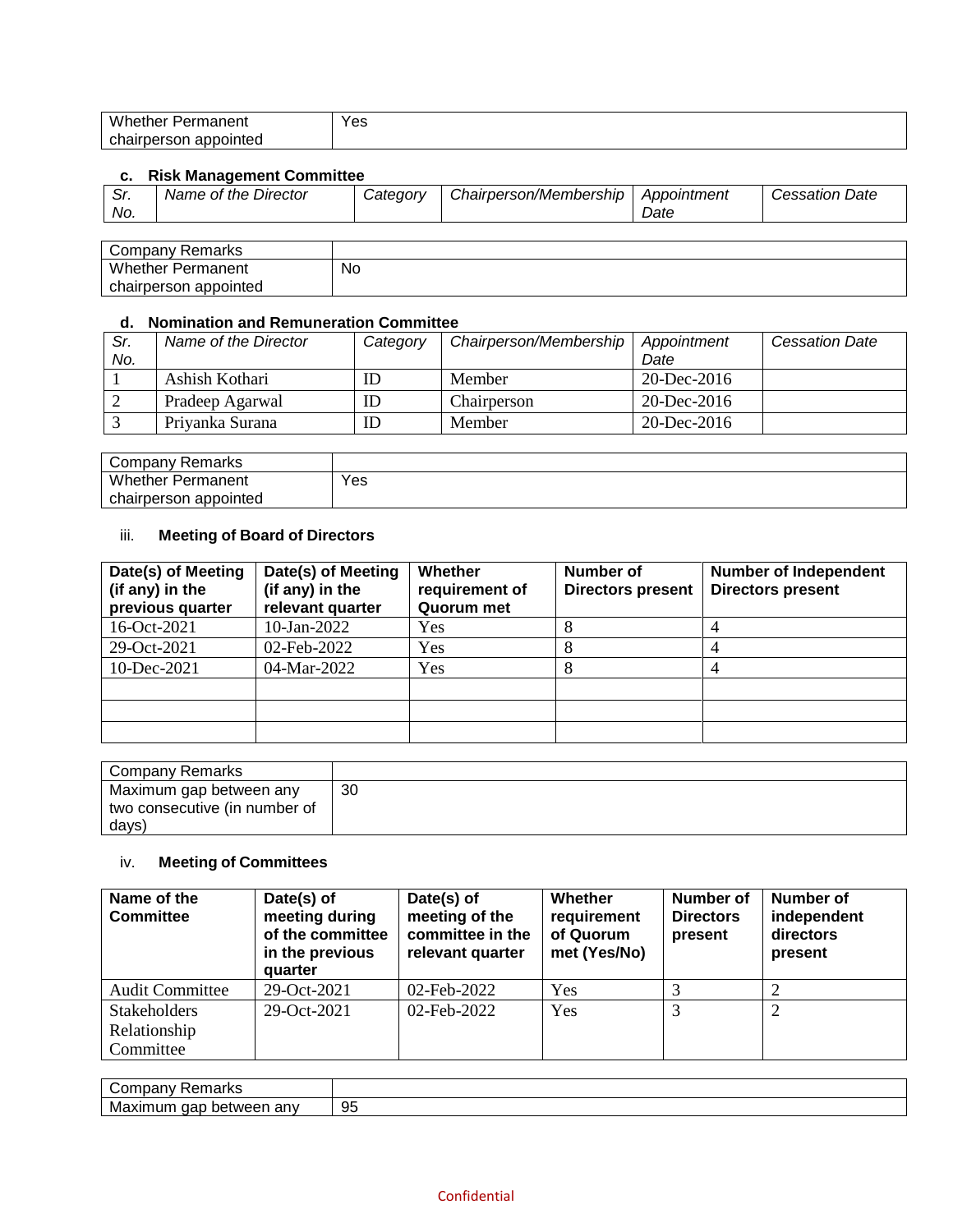| Whether Permanent chairperson appointed | Yes |
|---|---|

### c. Risk Management Committee

| Sr. No. | Name of the Director | Category | Chairperson/Membership | Appointment Date | Cessation Date |
|---|---|---|---|---|---|

| Company Remarks | |
|---|---|
| Whether Permanent chairperson appointed | No |

### d. Nomination and Remuneration Committee

| Sr. No. | Name of the Director | Category | Chairperson/Membership | Appointment Date | Cessation Date |
|---|---|---|---|---|---|
| 1 | Ashish Kothari | ID | Member | 20-Dec-2016 | |
| 2 | Pradeep Agarwal | ID | Chairperson | 20-Dec-2016 | |
| 3 | Priyanka Surana | ID | Member | 20-Dec-2016 | |

| Company Remarks | |
|---|---|
| Whether Permanent chairperson appointed | Yes |

### iii. Meeting of Board of Directors

| Date(s) of Meeting (if any) in the previous quarter | Date(s) of Meeting (if any) in the relevant quarter | Whether requirement of Quorum met | Number of Directors present | Number of Independent Directors present |
|---|---|---|---|---|
| 16-Oct-2021 | 10-Jan-2022 | Yes | 8 | 4 |
| 29-Oct-2021 | 02-Feb-2022 | Yes | 8 | 4 |
| 10-Dec-2021 | 04-Mar-2022 | Yes | 8 | 4 |
| | | | | |
| | | | | |
| | | | | |

| Company Remarks | |
|---|---|
| Maximum gap between any two consecutive (in number of days) | 30 |

### iv. Meeting of Committees

| Name of the Committee | Date(s) of meeting during of the committee in the previous quarter | Date(s) of meeting of the committee in the relevant quarter | Whether requirement of Quorum met (Yes/No) | Number of Directors present | Number of independent directors present |
|---|---|---|---|---|---|
| Audit Committee | 29-Oct-2021 | 02-Feb-2022 | Yes | 3 | 2 |
| Stakeholders Relationship Committee | 29-Oct-2021 | 02-Feb-2022 | Yes | 3 | 2 |

| Company Remarks | |
|---|---|
| Maximum gap between any | 95 |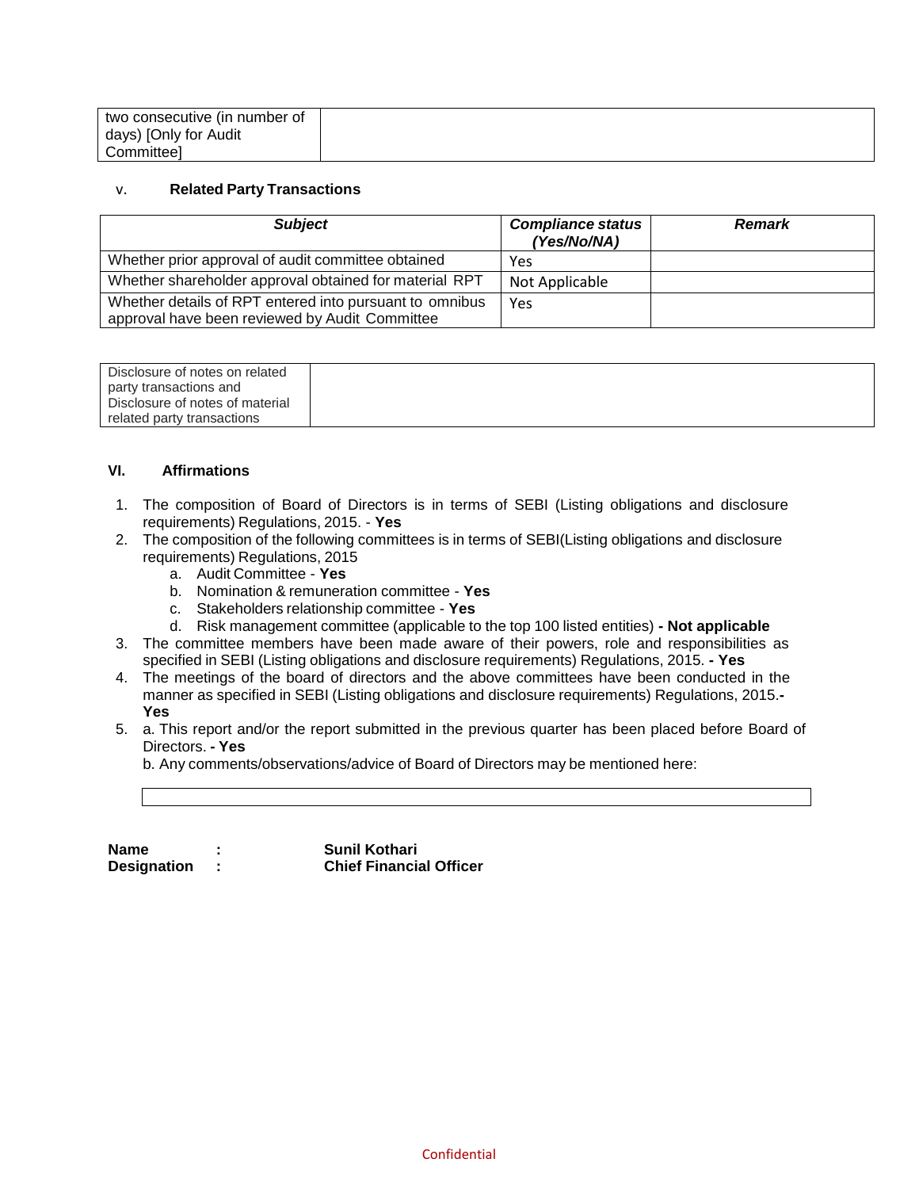| two consecutive (in number of days) [Only for Audit Committee] | |
|---|---|

v. **Related Party Transactions**

| ***Subject*** | ***Compliance status (Yes/No/NA)*** | ***Remark*** |
|---|---|---|
| Whether prior approval of audit committee obtained | Yes | |
| Whether shareholder approval obtained for material RPT | Not Applicable | |
| Whether details of RPT entered into pursuant to omnibus approval have been reviewed by Audit Committee | Yes | |

| Disclosure of notes on related party transactions and Disclosure of notes of material related party transactions | |
|---|---|

**VI. Affirmations**

1. The composition of Board of Directors is in terms of SEBI (Listing obligations and disclosure requirements) Regulations, 2015. - **Yes**
2. The composition of the following committees is in terms of SEBI(Listing obligations and disclosure requirements) Regulations, 2015
   a. Audit Committee - **Yes**
   b. Nomination & remuneration committee - **Yes**
   c. Stakeholders relationship committee - **Yes**
   d. Risk management committee (applicable to the top 100 listed entities) **- Not applicable**
3. The committee members have been made aware of their powers, role and responsibilities as specified in SEBI (Listing obligations and disclosure requirements) Regulations, 2015. **- Yes**
4. The meetings of the board of directors and the above committees have been conducted in the manner as specified in SEBI (Listing obligations and disclosure requirements) Regulations, 2015.**- Yes**
5. a. This report and/or the report submitted in the previous quarter has been placed before Board of Directors. **- Yes**

   b. Any comments/observations/advice of Board of Directors may be mentioned here:

**Name** : **Sunil Kothari**
**Designation** : **Chief Financial Officer**

Confidential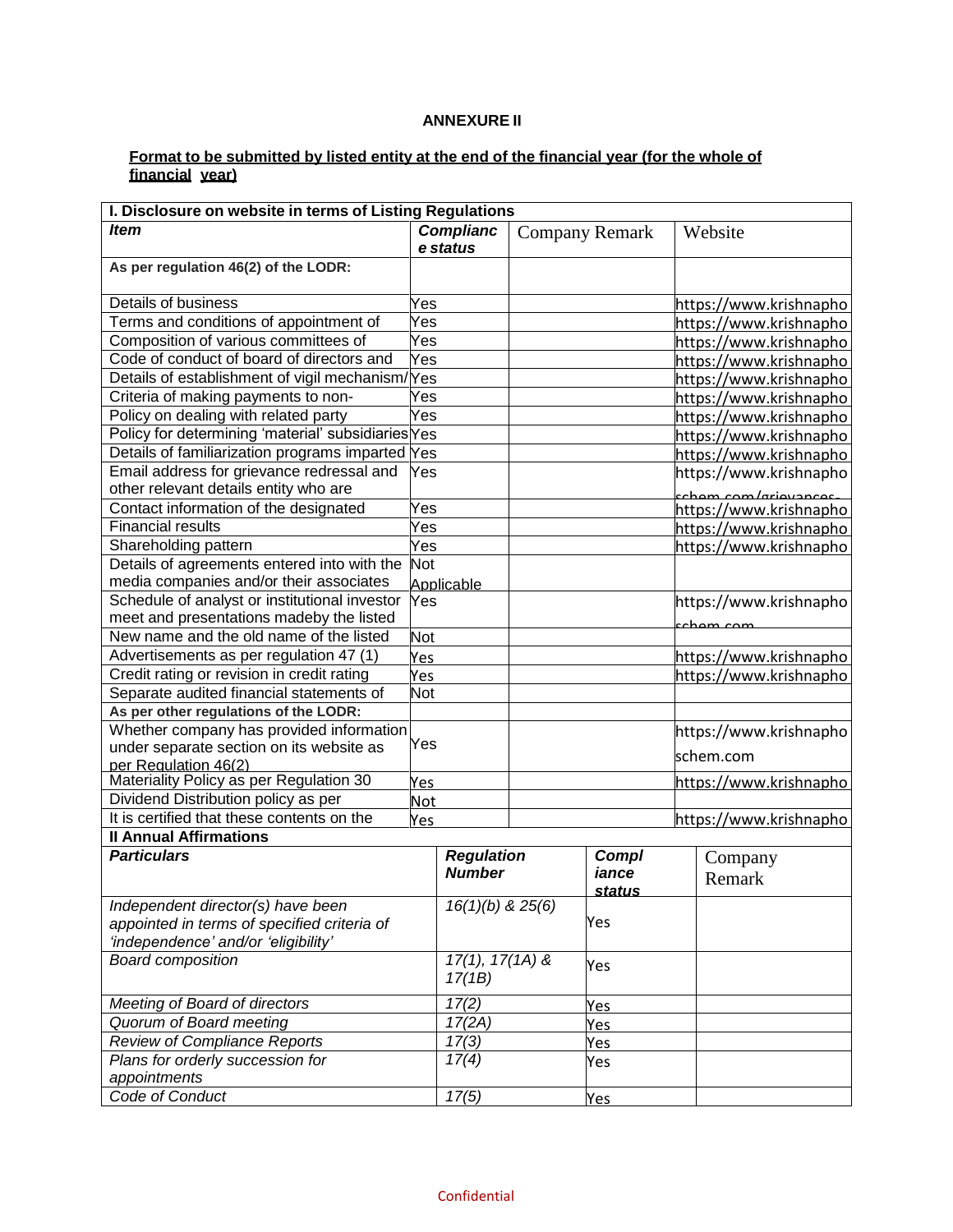**ANNEXURE II**

**Format to be submitted by listed entity at the end of the financial year (for the whole of financial year)**

| **I. Disclosure on website in terms of Listing Regulations** | | | |
|---|---|---|---|
| ***Item*** | ***Compliance status*** | Company Remark | Website |
| **As per regulation 46(2) of the LODR:** | | | |
| Details of business | Yes | | https://www.krishnapho |
| Terms and conditions of appointment of | Yes | | https://www.krishnapho |
| Composition of various committees of | Yes | | https://www.krishnapho |
| Code of conduct of board of directors and | Yes | | https://www.krishnapho |
| Details of establishment of vigil mechanism/ | Yes | | https://www.krishnapho |
| Criteria of making payments to non- | Yes | | https://www.krishnapho |
| Policy on dealing with related party | Yes | | https://www.krishnapho |
| Policy for determining 'material' subsidiaries | Yes | | https://www.krishnapho |
| Details of familiarization programs imparted | Yes | | https://www.krishnapho |
| Email address for grievance redressal and other relevant details entity who are | Yes | | https://www.krishnaphoschem.com/grievances- |
| Contact information of the designated | Yes | | https://www.krishnapho |
| Financial results | Yes | | https://www.krishnapho |
| Shareholding pattern | Yes | | https://www.krishnapho |
| Details of agreements entered into with the media companies and/or their associates | Not Applicable | | |
| Schedule of analyst or institutional investor meet and presentations madeby the listed | Yes | | https://www.krishnaphoschem.com |
| New name and the old name of the listed | Not | | |
| Advertisements as per regulation 47 (1) | Yes | | https://www.krishnapho |
| Credit rating or revision in credit rating | Yes | | https://www.krishnapho |
| Separate audited financial statements of | Not | | |
| **As per other regulations of the LODR:** | | | |
| Whether company has provided information under separate section on its website as per Regulation 46(2) | Yes | | https://www.krishnaphoschem.com |
| Materiality Policy as per Regulation 30 | Yes | | https://www.krishnapho |
| Dividend Distribution policy as per | Not | | |
| It is certified that these contents on the | Yes | | https://www.krishnapho |

| **II Annual Affirmations** | | | |
|---|---|---|---|
| ***Particulars*** | ***Regulation Number*** | ***Compliance status*** | Company Remark |
| *Independent director(s) have been appointed in terms of specified criteria of 'independence' and/or 'eligibility'* | *16(1)(b) & 25(6)* | Yes | |
| *Board composition* | *17(1), 17(1A) & 17(1B)* | Yes | |
| *Meeting of Board of directors* | *17(2)* | Yes | |
| *Quorum of Board meeting* | *17(2A)* | Yes | |
| *Review of Compliance Reports* | *17(3)* | Yes | |
| *Plans for orderly succession for appointments* | *17(4)* | Yes | |
| *Code of Conduct* | *17(5)* | Yes | |

Confidential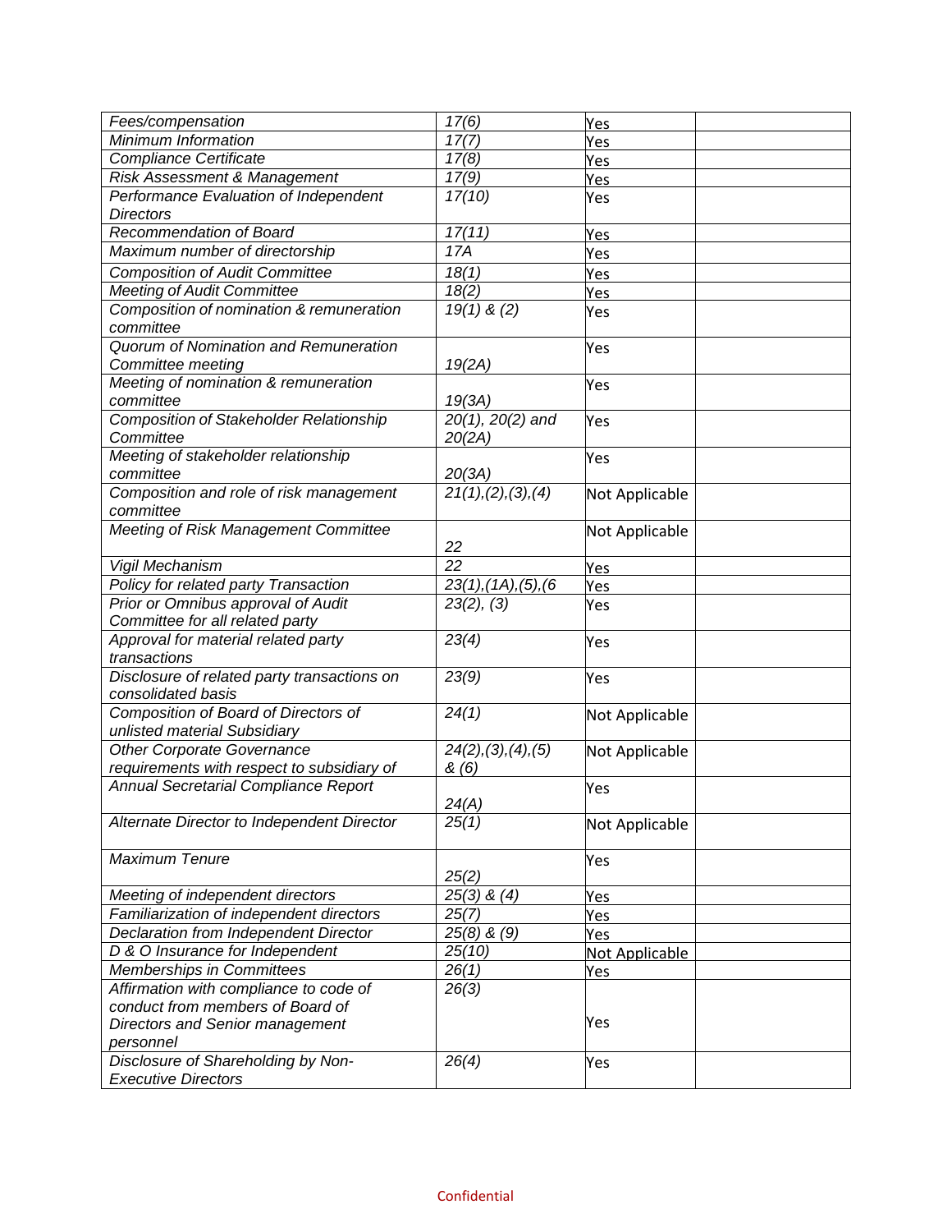| *Fees/compensation* | *17(6)* | Yes | |
|---|---|---|---|
| *Minimum Information* | *17(7)* | Yes | |
| *Compliance Certificate* | *17(8)* | Yes | |
| *Risk Assessment & Management* | *17(9)* | Yes | |
| *Performance Evaluation of Independent Directors* | *17(10)* | Yes | |
| *Recommendation of Board* | *17(11)* | Yes | |
| *Maximum number of directorship* | *17A* | Yes | |
| *Composition of Audit Committee* | *18(1)* | Yes | |
| *Meeting of Audit Committee* | *18(2)* | Yes | |
| *Composition of nomination & remuneration committee* | *19(1) & (2)* | Yes | |
| *Quorum of Nomination and Remuneration Committee meeting* | *19(2A)* | Yes | |
| *Meeting of nomination & remuneration committee* | *19(3A)* | Yes | |
| *Composition of Stakeholder Relationship Committee* | *20(1), 20(2) and 20(2A)* | Yes | |
| *Meeting of stakeholder relationship committee* | *20(3A)* | Yes | |
| *Composition and role of risk management committee* | *21(1),(2),(3),(4)* | Not Applicable | |
| *Meeting of Risk Management Committee* | *22* | Not Applicable | |
| *Vigil Mechanism* | *22* | Yes | |
| *Policy for related party Transaction* | *23(1),(1A),(5),(6* | Yes | |
| *Prior or Omnibus approval of Audit Committee for all related party* | *23(2), (3)* | Yes | |
| *Approval for material related party transactions* | *23(4)* | Yes | |
| *Disclosure of related party transactions on consolidated basis* | *23(9)* | Yes | |
| *Composition of Board of Directors of unlisted material Subsidiary* | *24(1)* | Not Applicable | |
| *Other Corporate Governance requirements with respect to subsidiary of* | *24(2),(3),(4),(5) & (6)* | Not Applicable | |
| *Annual Secretarial Compliance Report* | *24(A)* | Yes | |
| *Alternate Director to Independent Director* | *25(1)* | Not Applicable | |
| *Maximum Tenure* | *25(2)* | Yes | |
| *Meeting of independent directors* | *25(3) & (4)* | Yes | |
| *Familiarization of independent directors* | *25(7)* | Yes | |
| *Declaration from Independent Director* | *25(8) & (9)* | Yes | |
| *D & O Insurance for Independent* | *25(10)* | Not Applicable | |
| *Memberships in Committees* | *26(1)* | Yes | |
| *Affirmation with compliance to code of conduct from members of Board of Directors and Senior management personnel* | *26(3)* | Yes | |
| *Disclosure of Shareholding by Non-Executive Directors* | *26(4)* | Yes | |

Confidential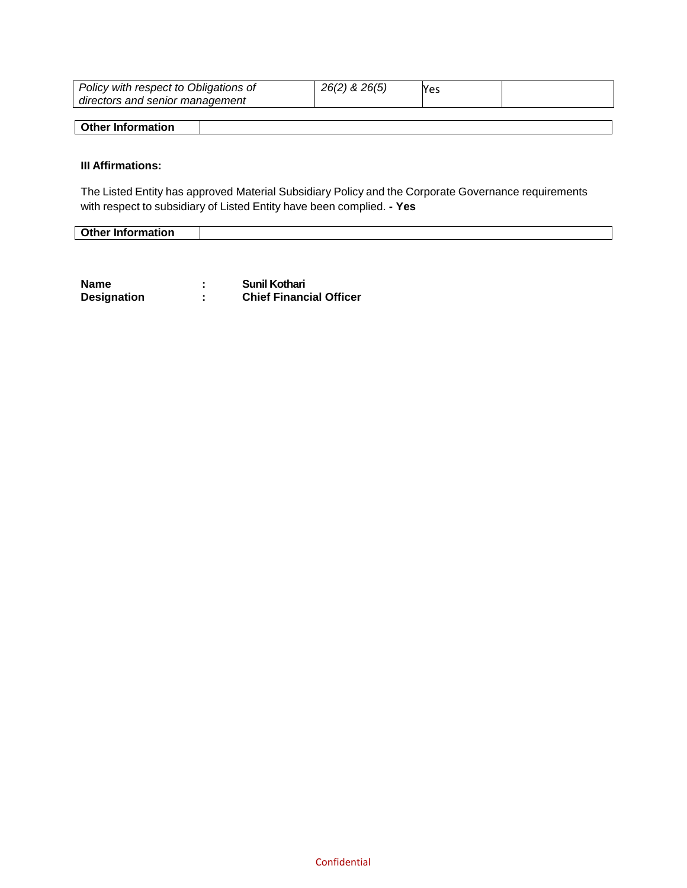| *Policy with respect to Obligations of directors and senior management* | *26(2) & 26(5)* | Yes | |
|---|---|---|---|

| **Other Information** | |
|---|---|

**III Affirmations:**

The Listed Entity has approved Material Subsidiary Policy and the Corporate Governance requirements with respect to subsidiary of Listed Entity have been complied. **- Yes**

| **Other Information** | |
|---|---|

**Name** : **Sunil Kothari**
**Designation** : **Chief Financial Officer**

Confidential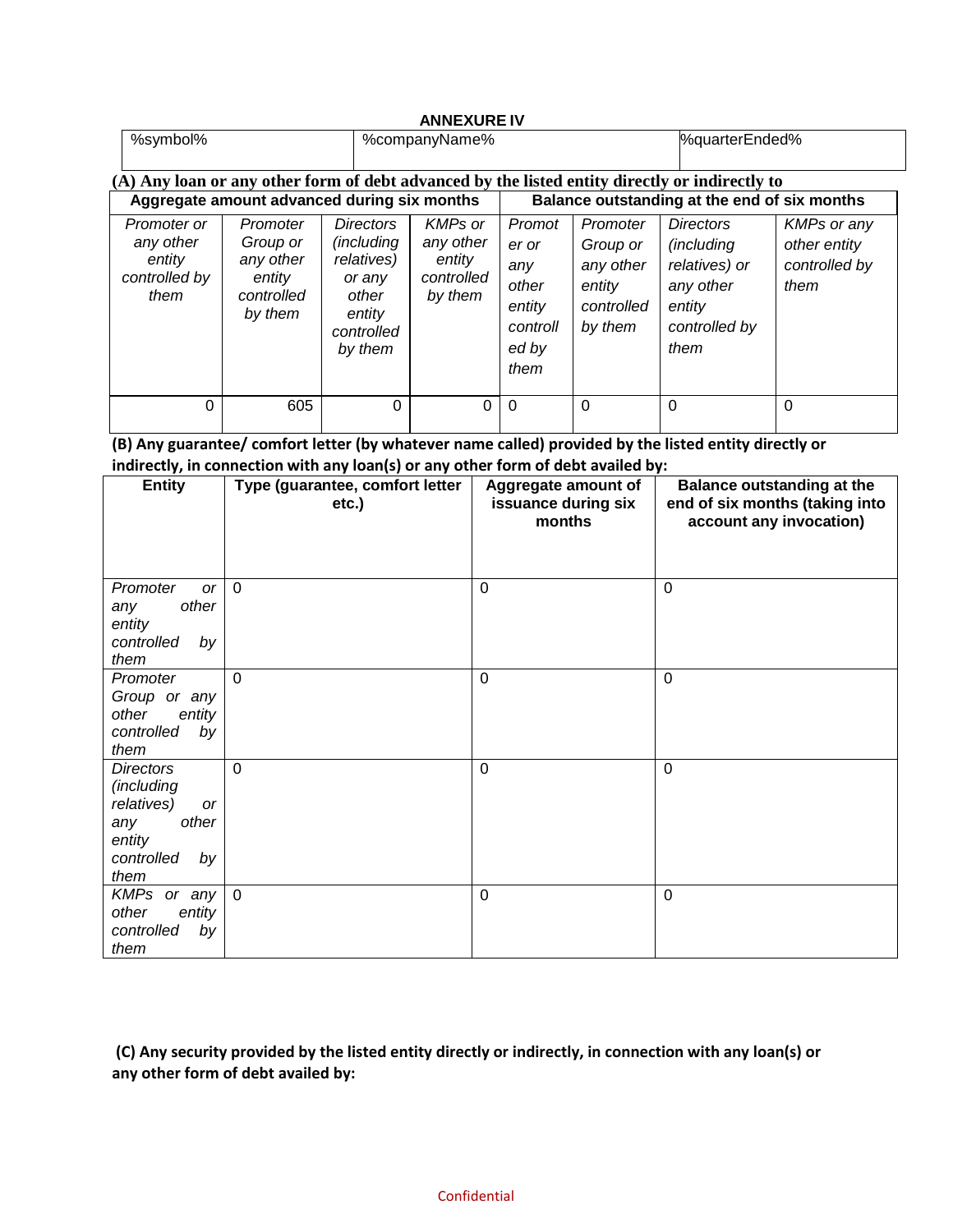## ANNEXURE IV

| %symbol% | %companyName% | %quarterEnded% |
|---|---|---|

**(A) Any loan or any other form of debt advanced by the listed entity directly or indirectly to**

| **Aggregate amount advanced during six months** | | | | **Balance outstanding at the end of six months** | | | |
|---|---|---|---|---|---|---|---|
| *Promoter or any other entity controlled by them* | *Promoter Group or any other entity controlled by them* | *Directors (including relatives) or any other entity controlled by them* | *KMPs or any other entity controlled by them* | *Promoter or any other entity controlled by them* | *Promoter Group or any other entity controlled by them* | *Directors (including relatives) or any other entity controlled by them* | *KMPs or any other entity controlled by them* |
| 0 | 605 | 0 | 0 | 0 | 0 | 0 | 0 |

**(B) Any guarantee/ comfort letter (by whatever name called) provided by the listed entity directly or indirectly, in connection with any loan(s) or any other form of debt availed by:**

| Entity | Type (guarantee, comfort letter etc.) | Aggregate amount of issuance during six months | Balance outstanding at the end of six months (taking into account any invocation) |
|---|---|---|---|
| *Promoter or any other entity controlled by them* | 0 | 0 | 0 |
| *Promoter Group or any other entity controlled by them* | 0 | 0 | 0 |
| *Directors (including relatives) or any other entity controlled by them* | 0 | 0 | 0 |
| *KMPs or any other entity controlled by them* | 0 | 0 | 0 |

**(C) Any security provided by the listed entity directly or indirectly, in connection with any loan(s) or any other form of debt availed by:**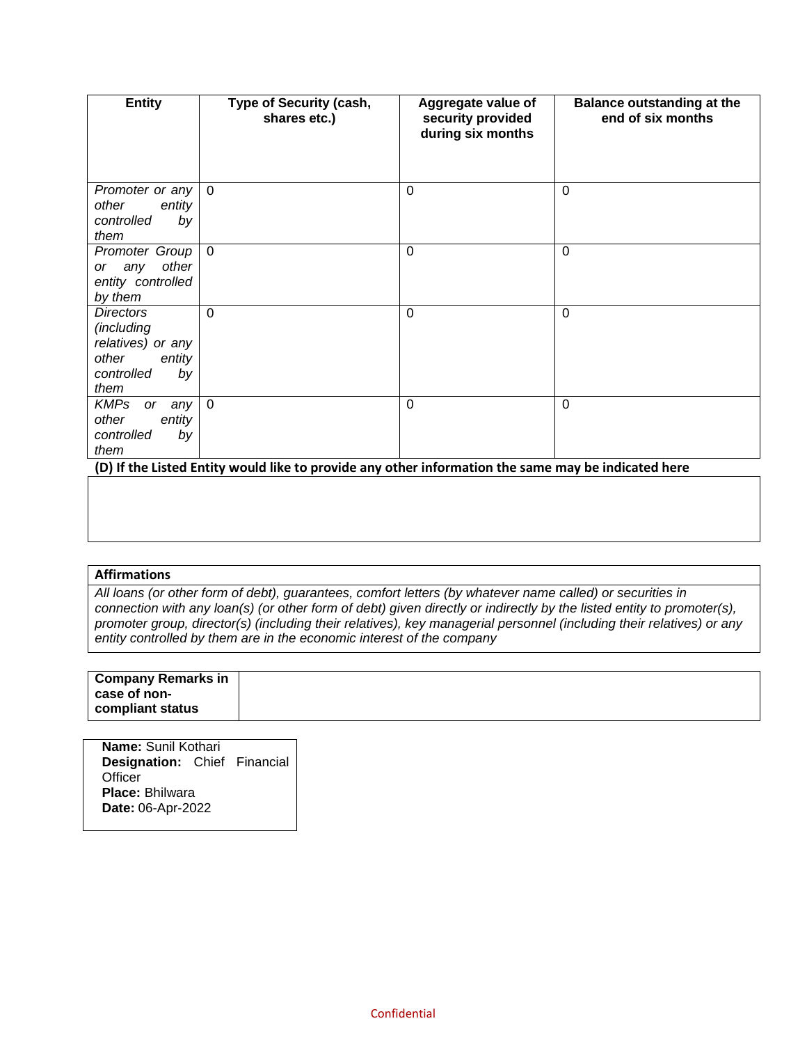| Entity | Type of Security (cash, shares etc.) | Aggregate value of security provided during six months | Balance outstanding at the end of six months |
|---|---|---|---|
| *Promoter or any other entity controlled by them* | 0 | 0 | 0 |
| *Promoter Group or any other entity controlled by them* | 0 | 0 | 0 |
| *Directors (including relatives) or any other entity controlled by them* | 0 | 0 | 0 |
| *KMPs or any other entity controlled by them* | 0 | 0 | 0 |

**(D) If the Listed Entity would like to provide any other information the same may be indicated here**

| |
|---|
| |

| **Affirmations** |
|---|
| *All loans (or other form of debt), guarantees, comfort letters (by whatever name called) or securities in connection with any loan(s) (or other form of debt) given directly or indirectly by the listed entity to promoter(s), promoter group, director(s) (including their relatives), key managerial personnel (including their relatives) or any entity controlled by them are in the economic interest of the company* |

| **Company Remarks in case of non-compliant status** | |
|---|---|

**Name:** Sunil Kothari
**Designation:** Chief Financial Officer
**Place:** Bhilwara
**Date:** 06-Apr-2022

Confidential